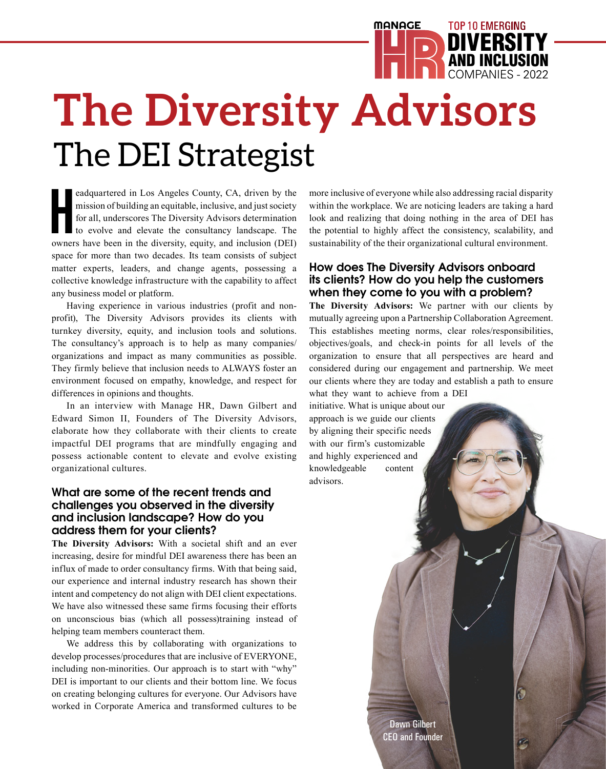MANAGE HR TOP 10 EMERGING DIVERSITY AND INCLUSION COMPANIES - 2022

# The Diversity Advisors

## The DEI Strategist

Headquartered in Los Angeles County, CA, driven by the mission of building an equitable, inclusive, and just society for all, underscores The Diversity Advisors determination to evolve and elevate the consultancy landscape. The owners have been in the diversity, equity, and inclusion (DEI) space for more than two decades. Its team consists of subject matter experts, leaders, and change agents, possessing a collective knowledge infrastructure with the capability to affect any business model or platform.

Having experience in various industries (profit and non-profit), The Diversity Advisors provides its clients with turnkey diversity, equity, and inclusion tools and solutions. The consultancy's approach is to help as many companies/organizations and impact as many communities as possible. They firmly believe that inclusion needs to ALWAYS foster an environment focused on empathy, knowledge, and respect for differences in opinions and thoughts.

In an interview with Manage HR, Dawn Gilbert and Edward Simon II, Founders of The Diversity Advisors, elaborate how they collaborate with their clients to create impactful DEI programs that are mindfully engaging and possess actionable content to elevate and evolve existing organizational cultures.

### What are some of the recent trends and challenges you observed in the diversity and inclusion landscape? How do you address them for your clients?

**The Diversity Advisors:** With a societal shift and an ever increasing, desire for mindful DEI awareness there has been an influx of made to order consultancy firms. With that being said, our experience and internal industry research has shown their intent and competency do not align with DEI client expectations. We have also witnessed these same firms focusing their efforts on unconscious bias (which all possess)training instead of helping team members counteract them.

We address this by collaborating with organizations to develop processes/procedures that are inclusive of EVERYONE, including non-minorities. Our approach is to start with "why" DEI is important to our clients and their bottom line. We focus on creating belonging cultures for everyone. Our Advisors have worked in Corporate America and transformed cultures to be more inclusive of everyone while also addressing racial disparity within the workplace. We are noticing leaders are taking a hard look and realizing that doing nothing in the area of DEI has the potential to highly affect the consistency, scalability, and sustainability of the their organizational cultural environment.

### How does The Diversity Advisors onboard its clients? How do you help the customers when they come to you with a problem?

**The Diversity Advisors:** We partner with our clients by mutually agreeing upon a Partnership Collaboration Agreement. This establishes meeting norms, clear roles/responsibilities, objectives/goals, and check-in points for all levels of the organization to ensure that all perspectives are heard and considered during our engagement and partnership. We meet our clients where they are today and establish a path to ensure what they want to achieve from a DEI initiative. What is unique about our approach is we guide our clients by aligning their specific needs with our firm's customizable and highly experienced and knowledgeable content advisors.

Dawn Gilbert
CEO and Founder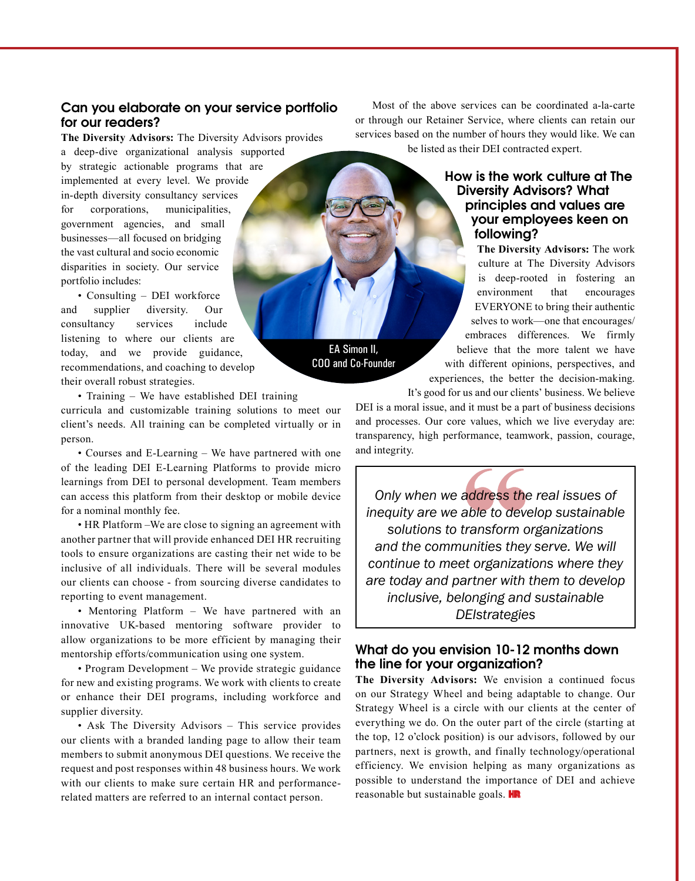## Can you elaborate on your service portfolio for our readers?

**The Diversity Advisors:** The Diversity Advisors provides a deep-dive organizational analysis supported by strategic actionable programs that are implemented at every level. We provide in-depth diversity consultancy services for corporations, municipalities, government agencies, and small businesses—all focused on bridging the vast cultural and socio economic disparities in society. Our service portfolio includes:

- Consulting – DEI workforce and supplier diversity. Our consultancy services include listening to where our clients are today, and we provide guidance, recommendations, and coaching to develop their overall robust strategies.
- Training – We have established DEI training curricula and customizable training solutions to meet our client's needs. All training can be completed virtually or in person.
- Courses and E-Learning – We have partnered with one of the leading DEI E-Learning Platforms to provide micro learnings from DEI to personal development. Team members can access this platform from their desktop or mobile device for a nominal monthly fee.
- HR Platform –We are close to signing an agreement with another partner that will provide enhanced DEI HR recruiting tools to ensure organizations are casting their net wide to be inclusive of all individuals. There will be several modules our clients can choose - from sourcing diverse candidates to reporting to event management.
- Mentoring Platform – We have partnered with an innovative UK-based mentoring software provider to allow organizations to be more efficient by managing their mentorship efforts/communication using one system.
- Program Development – We provide strategic guidance for new and existing programs. We work with clients to create or enhance their DEI programs, including workforce and supplier diversity.
- Ask The Diversity Advisors – This service provides our clients with a branded landing page to allow their team members to submit anonymous DEI questions. We receive the request and post responses within 48 business hours. We work with our clients to make sure certain HR and performance-related matters are referred to an internal contact person.

EA Simon II, COO and Co-Founder

Most of the above services can be coordinated a-la-carte or through our Retainer Service, where clients can retain our services based on the number of hours they would like. We can be listed as their DEI contracted expert.

## How is the work culture at The Diversity Advisors? What principles and values are your employees keen on following?

**The Diversity Advisors:** The work culture at The Diversity Advisors is deep-rooted in fostering an environment that encourages EVERYONE to bring their authentic selves to work—one that encourages/embraces differences. We firmly believe that the more talent we have with different opinions, perspectives, and experiences, the better the decision-making. It's good for us and our clients' business. We believe DEI is a moral issue, and it must be a part of business decisions and processes. Our core values, which we live everyday are: transparency, high performance, teamwork, passion, courage, and integrity.

> *Only when we address the real issues of inequity are we able to develop sustainable solutions to transform organizations and the communities they serve. We will continue to meet organizations where they are today and partner with them to develop inclusive, belonging and sustainable DEIstrategies*

## What do you envision 10-12 months down the line for your organization?

**The Diversity Advisors:** We envision a continued focus on our Strategy Wheel and being adaptable to change. Our Strategy Wheel is a circle with our clients at the center of everything we do. On the outer part of the circle (starting at the top, 12 o'clock position) is our advisors, followed by our partners, next is growth, and finally technology/operational efficiency. We envision helping as many organizations as possible to understand the importance of DEI and achieve reasonable but sustainable goals.